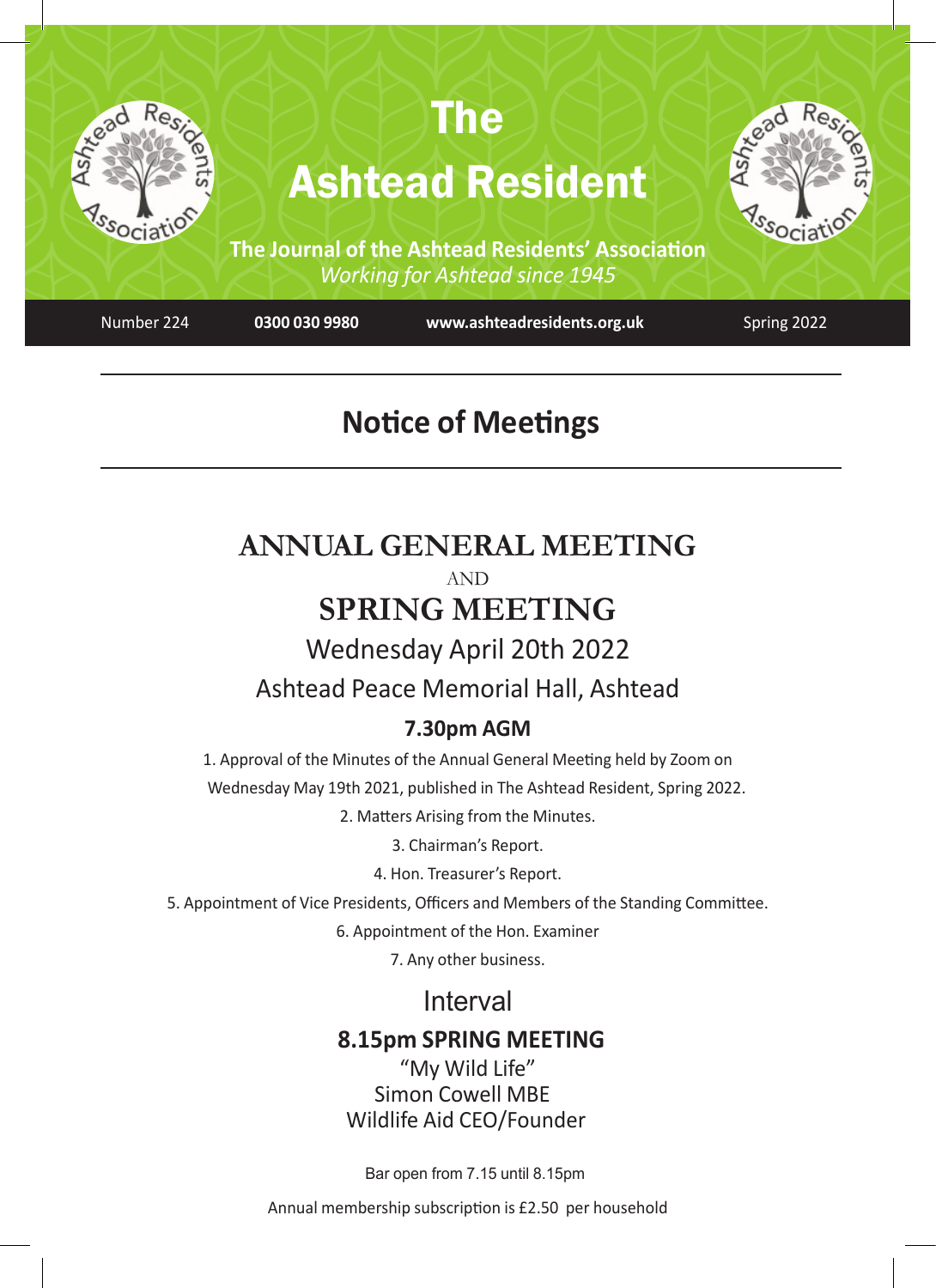# The Ashtead Resident

**The Journal of the Ashtead Residents' Association**
*Working for Ashtead since 1945*

Number 224 | **0300 030 9980** | **www.ashteadresidents.org.uk** | Spring 2022

---

## Notice of Meetings

---

## ANNUAL GENERAL MEETING

AND

## SPRING MEETING

Wednesday April 20th 2022

Ashtead Peace Memorial Hall, Ashtead

### 7.30pm AGM

1. Approval of the Minutes of the Annual General Meeting held by Zoom on Wednesday May 19th 2021, published in The Ashtead Resident, Spring 2022.
2. Matters Arising from the Minutes.
3. Chairman's Report.
4. Hon. Treasurer's Report.
5. Appointment of Vice Presidents, Officers and Members of the Standing Committee.
6. Appointment of the Hon. Examiner
7. Any other business.

Interval

### 8.15pm SPRING MEETING

"My Wild Life"
Simon Cowell MBE
Wildlife Aid CEO/Founder

Bar open from 7.15 until 8.15pm

Annual membership subscription is £2.50 per household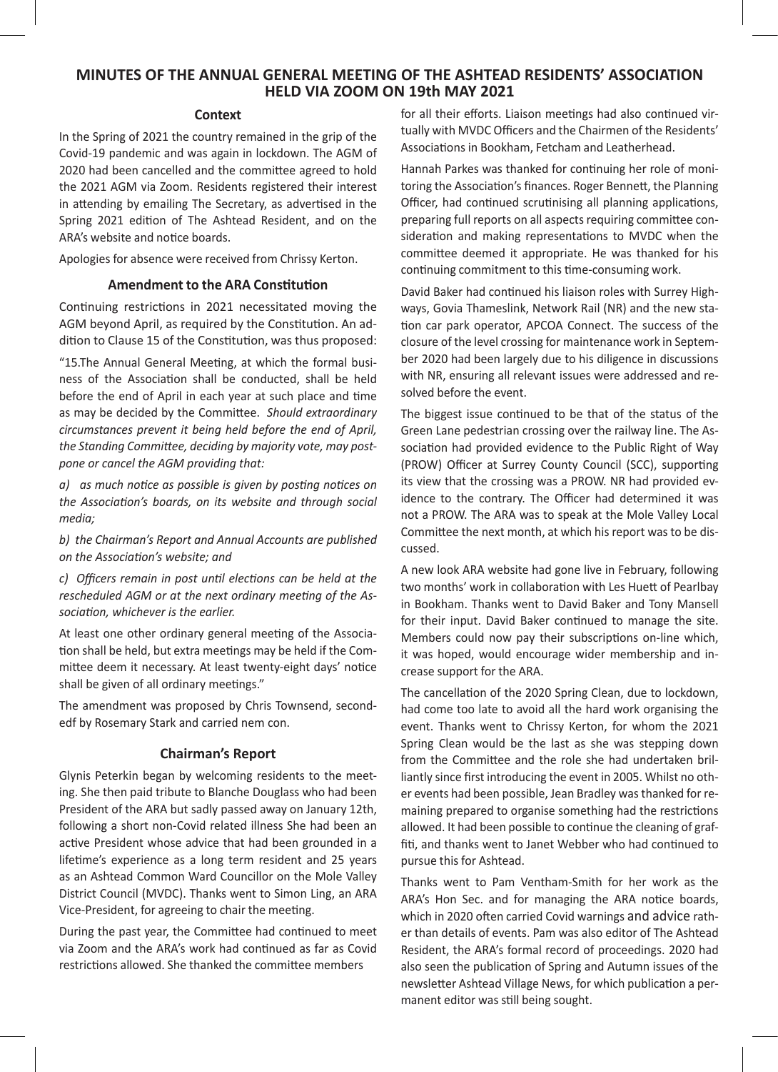# MINUTES OF THE ANNUAL GENERAL MEETING OF THE ASHTEAD RESIDENTS' ASSOCIATION HELD VIA ZOOM ON 19th MAY 2021

## Context

In the Spring of 2021 the country remained in the grip of the Covid-19 pandemic and was again in lockdown. The AGM of 2020 had been cancelled and the committee agreed to hold the 2021 AGM via Zoom. Residents registered their interest in attending by emailing The Secretary, as advertised in the Spring 2021 edition of The Ashtead Resident, and on the ARA's website and notice boards.

Apologies for absence were received from Chrissy Kerton.

## Amendment to the ARA Constitution

Continuing restrictions in 2021 necessitated moving the AGM beyond April, as required by the Constitution. An addition to Clause 15 of the Constitution, was thus proposed:

"15.The Annual General Meeting, at which the formal business of the Association shall be conducted, shall be held before the end of April in each year at such place and time as may be decided by the Committee. *Should extraordinary circumstances prevent it being held before the end of April, the Standing Committee, deciding by majority vote, may postpone or cancel the AGM providing that:*

*a) as much notice as possible is given by posting notices on the Association's boards, on its website and through social media;*

*b) the Chairman's Report and Annual Accounts are published on the Association's website; and*

*c) Officers remain in post until elections can be held at the rescheduled AGM or at the next ordinary meeting of the Association, whichever is the earlier.*

At least one other ordinary general meeting of the Association shall be held, but extra meetings may be held if the Committee deem it necessary. At least twenty-eight days' notice shall be given of all ordinary meetings."

The amendment was proposed by Chris Townsend, secondedf by Rosemary Stark and carried nem con.

## Chairman's Report

Glynis Peterkin began by welcoming residents to the meeting. She then paid tribute to Blanche Douglass who had been President of the ARA but sadly passed away on January 12th, following a short non-Covid related illness She had been an active President whose advice that had been grounded in a lifetime's experience as a long term resident and 25 years as an Ashtead Common Ward Councillor on the Mole Valley District Council (MVDC). Thanks went to Simon Ling, an ARA Vice-President, for agreeing to chair the meeting.

During the past year, the Committee had continued to meet via Zoom and the ARA's work had continued as far as Covid restrictions allowed. She thanked the committee members for all their efforts. Liaison meetings had also continued virtually with MVDC Officers and the Chairmen of the Residents' Associations in Bookham, Fetcham and Leatherhead.

Hannah Parkes was thanked for continuing her role of monitoring the Association's finances. Roger Bennett, the Planning Officer, had continued scrutinising all planning applications, preparing full reports on all aspects requiring committee consideration and making representations to MVDC when the committee deemed it appropriate. He was thanked for his continuing commitment to this time-consuming work.

David Baker had continued his liaison roles with Surrey Highways, Govia Thameslink, Network Rail (NR) and the new station car park operator, APCOA Connect. The success of the closure of the level crossing for maintenance work in September 2020 had been largely due to his diligence in discussions with NR, ensuring all relevant issues were addressed and resolved before the event.

The biggest issue continued to be that of the status of the Green Lane pedestrian crossing over the railway line. The Association had provided evidence to the Public Right of Way (PROW) Officer at Surrey County Council (SCC), supporting its view that the crossing was a PROW. NR had provided evidence to the contrary. The Officer had determined it was not a PROW. The ARA was to speak at the Mole Valley Local Committee the next month, at which his report was to be discussed.

A new look ARA website had gone live in February, following two months' work in collaboration with Les Huett of Pearlbay in Bookham. Thanks went to David Baker and Tony Mansell for their input. David Baker continued to manage the site. Members could now pay their subscriptions on-line which, it was hoped, would encourage wider membership and increase support for the ARA.

The cancellation of the 2020 Spring Clean, due to lockdown, had come too late to avoid all the hard work organising the event. Thanks went to Chrissy Kerton, for whom the 2021 Spring Clean would be the last as she was stepping down from the Committee and the role she had undertaken brilliantly since first introducing the event in 2005. Whilst no other events had been possible, Jean Bradley was thanked for remaining prepared to organise something had the restrictions allowed. It had been possible to continue the cleaning of graffiti, and thanks went to Janet Webber who had continued to pursue this for Ashtead.

Thanks went to Pam Ventham-Smith for her work as the ARA's Hon Sec. and for managing the ARA notice boards, which in 2020 often carried Covid warnings and advice rather than details of events. Pam was also editor of The Ashtead Resident, the ARA's formal record of proceedings. 2020 had also seen the publication of Spring and Autumn issues of the newsletter Ashtead Village News, for which publication a permanent editor was still being sought.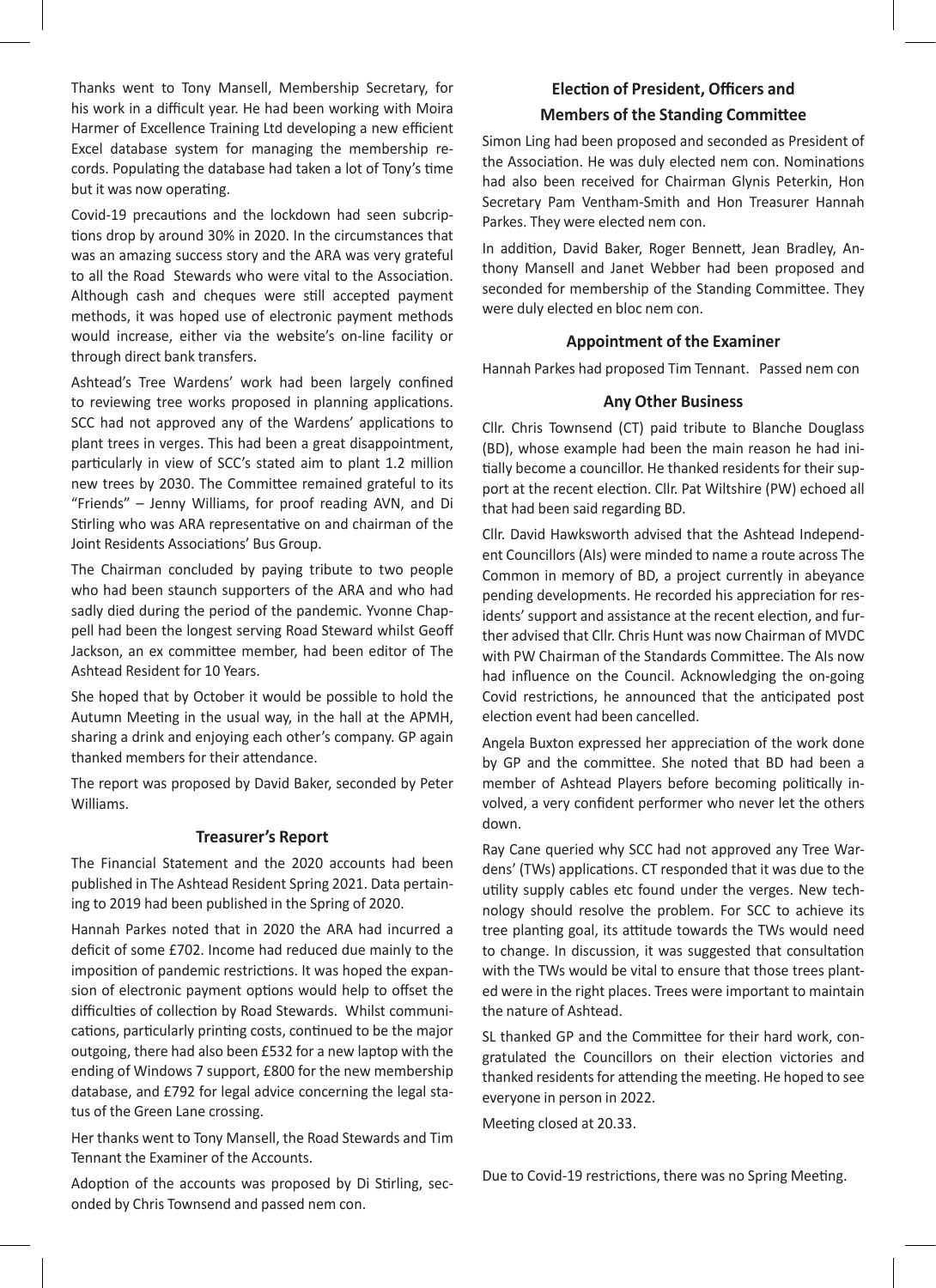Thanks went to Tony Mansell, Membership Secretary, for his work in a difficult year. He had been working with Moira Harmer of Excellence Training Ltd developing a new efficient Excel database system for managing the membership records. Populating the database had taken a lot of Tony's time but it was now operating.

Covid-19 precautions and the lockdown had seen subcriptions drop by around 30% in 2020. In the circumstances that was an amazing success story and the ARA was very grateful to all the Road Stewards who were vital to the Association. Although cash and cheques were still accepted payment methods, it was hoped use of electronic payment methods would increase, either via the website's on-line facility or through direct bank transfers.

Ashtead's Tree Wardens' work had been largely confined to reviewing tree works proposed in planning applications. SCC had not approved any of the Wardens' applications to plant trees in verges. This had been a great disappointment, particularly in view of SCC's stated aim to plant 1.2 million new trees by 2030. The Committee remained grateful to its "Friends" – Jenny Williams, for proof reading AVN, and Di Stirling who was ARA representative on and chairman of the Joint Residents Associations' Bus Group.

The Chairman concluded by paying tribute to two people who had been staunch supporters of the ARA and who had sadly died during the period of the pandemic. Yvonne Chappell had been the longest serving Road Steward whilst Geoff Jackson, an ex committee member, had been editor of The Ashtead Resident for 10 Years.

She hoped that by October it would be possible to hold the Autumn Meeting in the usual way, in the hall at the APMH, sharing a drink and enjoying each other's company. GP again thanked members for their attendance.

The report was proposed by David Baker, seconded by Peter Williams.

### Treasurer's Report

The Financial Statement and the 2020 accounts had been published in The Ashtead Resident Spring 2021. Data pertaining to 2019 had been published in the Spring of 2020.

Hannah Parkes noted that in 2020 the ARA had incurred a deficit of some £702. Income had reduced due mainly to the imposition of pandemic restrictions. It was hoped the expansion of electronic payment options would help to offset the difficulties of collection by Road Stewards. Whilst communications, particularly printing costs, continued to be the major outgoing, there had also been £532 for a new laptop with the ending of Windows 7 support, £800 for the new membership database, and £792 for legal advice concerning the legal status of the Green Lane crossing.

Her thanks went to Tony Mansell, the Road Stewards and Tim Tennant the Examiner of the Accounts.

Adoption of the accounts was proposed by Di Stirling, seconded by Chris Townsend and passed nem con.

### Election of President, Officers and Members of the Standing Committee

Simon Ling had been proposed and seconded as President of the Association. He was duly elected nem con. Nominations had also been received for Chairman Glynis Peterkin, Hon Secretary Pam Ventham-Smith and Hon Treasurer Hannah Parkes. They were elected nem con.

In addition, David Baker, Roger Bennett, Jean Bradley, Anthony Mansell and Janet Webber had been proposed and seconded for membership of the Standing Committee. They were duly elected en bloc nem con.

### Appointment of the Examiner

Hannah Parkes had proposed Tim Tennant. Passed nem con

### Any Other Business

Cllr. Chris Townsend (CT) paid tribute to Blanche Douglass (BD), whose example had been the main reason he had initially become a councillor. He thanked residents for their support at the recent election. Cllr. Pat Wiltshire (PW) echoed all that had been said regarding BD.

Cllr. David Hawksworth advised that the Ashtead Independent Councillors (AIs) were minded to name a route across The Common in memory of BD, a project currently in abeyance pending developments. He recorded his appreciation for residents' support and assistance at the recent election, and further advised that Cllr. Chris Hunt was now Chairman of MVDC with PW Chairman of the Standards Committee. The AIs now had influence on the Council. Acknowledging the on-going Covid restrictions, he announced that the anticipated post election event had been cancelled.

Angela Buxton expressed her appreciation of the work done by GP and the committee. She noted that BD had been a member of Ashtead Players before becoming politically involved, a very confident performer who never let the others down.

Ray Cane queried why SCC had not approved any Tree Wardens' (TWs) applications. CT responded that it was due to the utility supply cables etc found under the verges. New technology should resolve the problem. For SCC to achieve its tree planting goal, its attitude towards the TWs would need to change. In discussion, it was suggested that consultation with the TWs would be vital to ensure that those trees planted were in the right places. Trees were important to maintain the nature of Ashtead.

SL thanked GP and the Committee for their hard work, congratulated the Councillors on their election victories and thanked residents for attending the meeting. He hoped to see everyone in person in 2022.

Meeting closed at 20.33.

Due to Covid-19 restrictions, there was no Spring Meeting.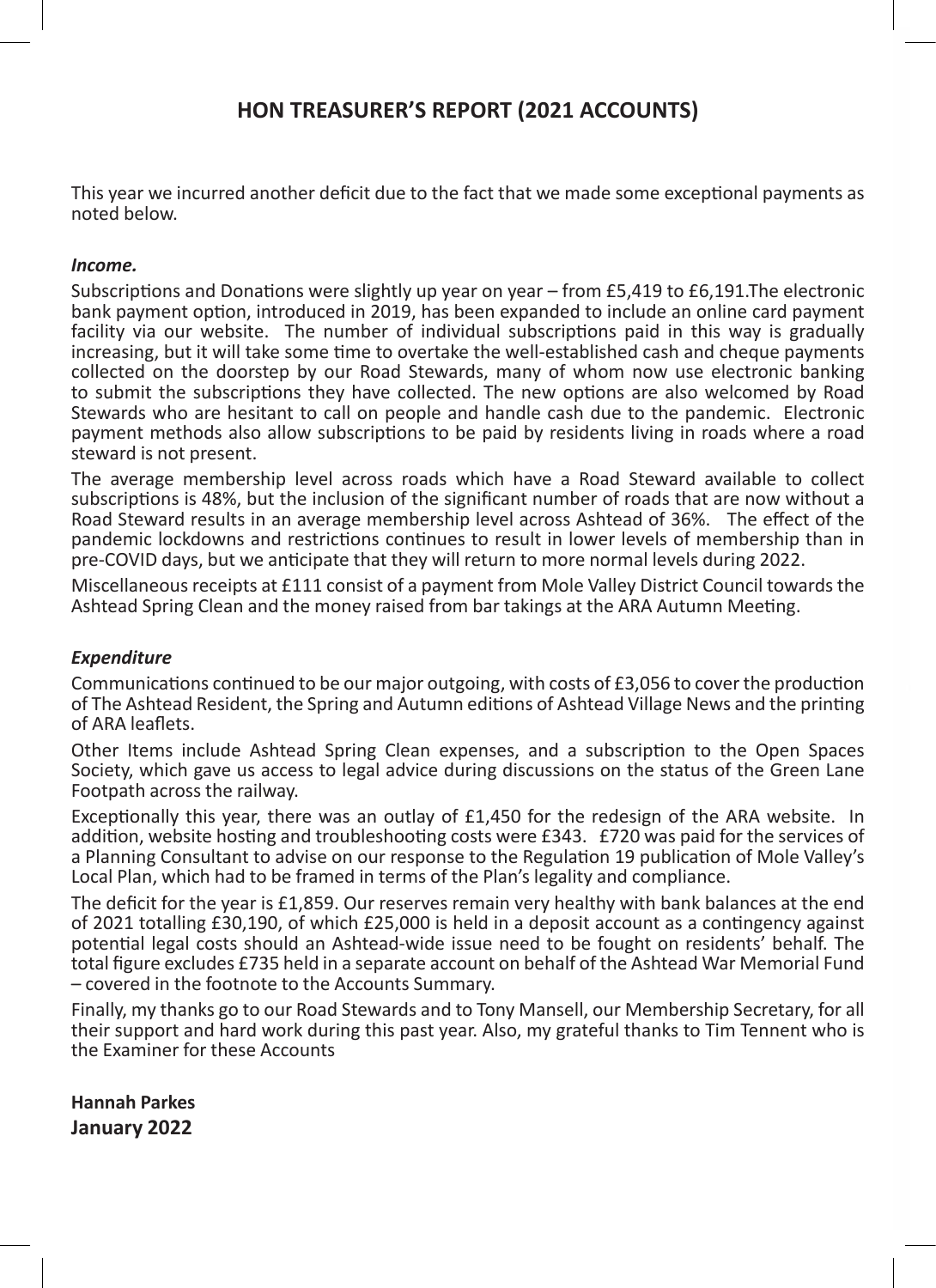# HON TREASURER'S REPORT (2021 ACCOUNTS)

This year we incurred another deficit due to the fact that we made some exceptional payments as noted below.

***Income.***

Subscriptions and Donations were slightly up year on year – from £5,419 to £6,191.The electronic bank payment option, introduced in 2019, has been expanded to include an online card payment facility via our website. The number of individual subscriptions paid in this way is gradually increasing, but it will take some time to overtake the well-established cash and cheque payments collected on the doorstep by our Road Stewards, many of whom now use electronic banking to submit the subscriptions they have collected. The new options are also welcomed by Road Stewards who are hesitant to call on people and handle cash due to the pandemic. Electronic payment methods also allow subscriptions to be paid by residents living in roads where a road steward is not present.

The average membership level across roads which have a Road Steward available to collect subscriptions is 48%, but the inclusion of the significant number of roads that are now without a Road Steward results in an average membership level across Ashtead of 36%. The effect of the pandemic lockdowns and restrictions continues to result in lower levels of membership than in pre-COVID days, but we anticipate that they will return to more normal levels during 2022.

Miscellaneous receipts at £111 consist of a payment from Mole Valley District Council towards the Ashtead Spring Clean and the money raised from bar takings at the ARA Autumn Meeting.

***Expenditure***

Communications continued to be our major outgoing, with costs of £3,056 to cover the production of The Ashtead Resident, the Spring and Autumn editions of Ashtead Village News and the printing of ARA leaflets.

Other Items include Ashtead Spring Clean expenses, and a subscription to the Open Spaces Society, which gave us access to legal advice during discussions on the status of the Green Lane Footpath across the railway.

Exceptionally this year, there was an outlay of £1,450 for the redesign of the ARA website. In addition, website hosting and troubleshooting costs were £343. £720 was paid for the services of a Planning Consultant to advise on our response to the Regulation 19 publication of Mole Valley's Local Plan, which had to be framed in terms of the Plan's legality and compliance.

The deficit for the year is £1,859. Our reserves remain very healthy with bank balances at the end of 2021 totalling £30,190, of which £25,000 is held in a deposit account as a contingency against potential legal costs should an Ashtead-wide issue need to be fought on residents' behalf. The total figure excludes £735 held in a separate account on behalf of the Ashtead War Memorial Fund – covered in the footnote to the Accounts Summary.

Finally, my thanks go to our Road Stewards and to Tony Mansell, our Membership Secretary, for all their support and hard work during this past year. Also, my grateful thanks to Tim Tennent who is the Examiner for these Accounts

**Hannah Parkes**
**January 2022**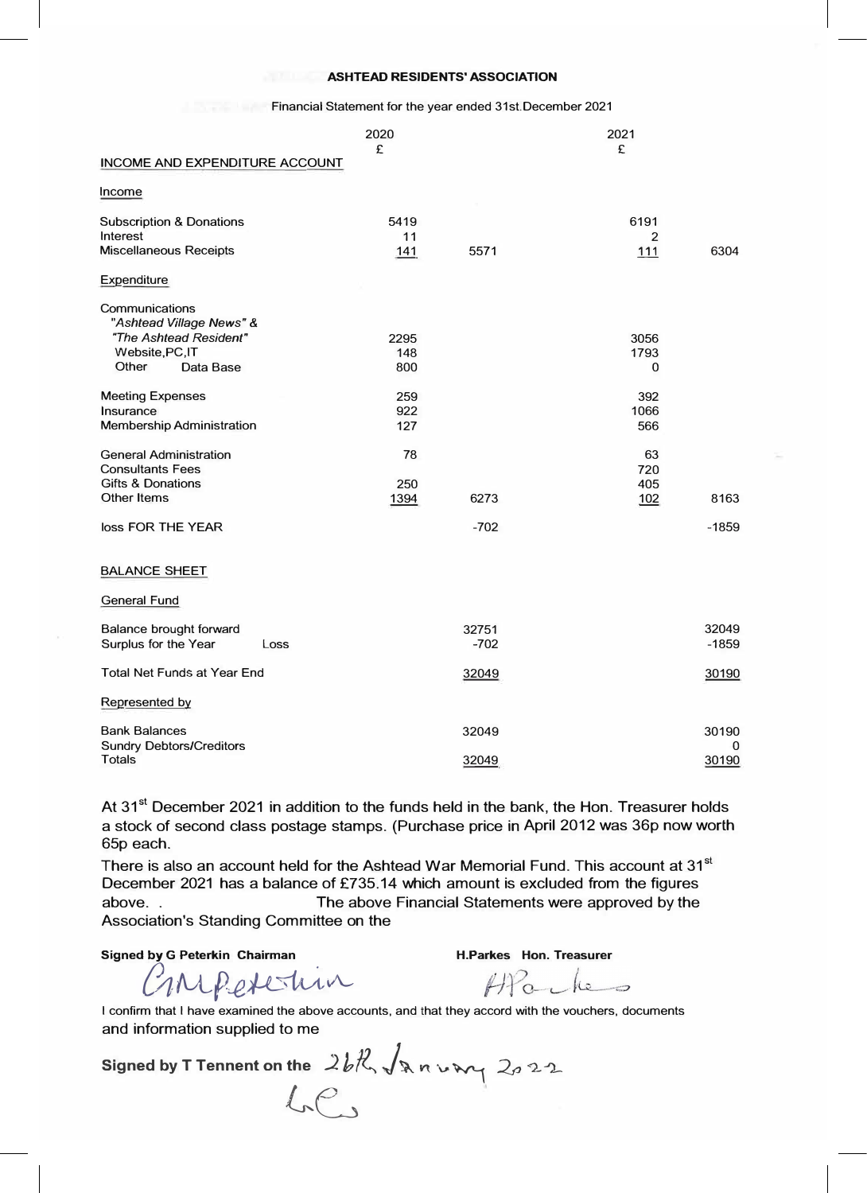# ASHTEAD RESIDENTS' ASSOCIATION

Financial Statement for the year ended 31st.December 2021

| | 2020 £ | | 2021 £ | |
|---|---|---|---|---|
| **INCOME AND EXPENDITURE ACCOUNT** | | | | |
| **Income** | | | | |
| Subscription & Donations | 5419 | | 6191 | |
| Interest | 11 | | 2 | |
| Miscellaneous Receipts | 141 | 5571 | 111 | 6304 |
| **Expenditure** | | | | |
| Communications | | | | |
| *"Ashtead Village News" & "The Ashtead Resident"* | 2295 | | 3056 | |
| Website,PC,IT | 148 | | 1793 | |
| Other Data Base | 800 | | 0 | |
| Meeting Expenses | 259 | | 392 | |
| Insurance | 922 | | 1066 | |
| Membership Administration | 127 | | 566 | |
| General Administration | 78 | | 63 | |
| Consultants Fees | | | 720 | |
| Gifts & Donations | 250 | | 405 | |
| Other Items | 1394 | 6273 | 102 | 8163 |
| loss FOR THE YEAR | | -702 | | -1859 |
| **BALANCE SHEET** | | | | |
| **General Fund** | | | | |
| Balance brought forward | | 32751 | | 32049 |
| Surplus for the Year Loss | | -702 | | -1859 |
| Total Net Funds at Year End | | 32049 | | 30190 |
| **Represented by** | | | | |
| Bank Balances | | 32049 | | 30190 |
| Sundry Debtors/Creditors | | | | 0 |
| Totals | | 32049 | | 30190 |

At 31st December 2021 in addition to the funds held in the bank, the Hon. Treasurer holds a stock of second class postage stamps. (Purchase price in April 2012 was 36p now worth 65p each.

There is also an account held for the Ashtead War Memorial Fund. This account at 31st December 2021 has a balance of £735.14 which amount is excluded from the figures above. . The above Financial Statements were approved by the Association's Standing Committee on the

**Signed by G Peterkin Chairman** GM Peterkin

**H.Parkes Hon. Treasurer** HParkes

I confirm that I have examined the above accounts, and that they accord with the vouchers, documents and information supplied to me

**Signed by T Tennent on the** 26th January 2022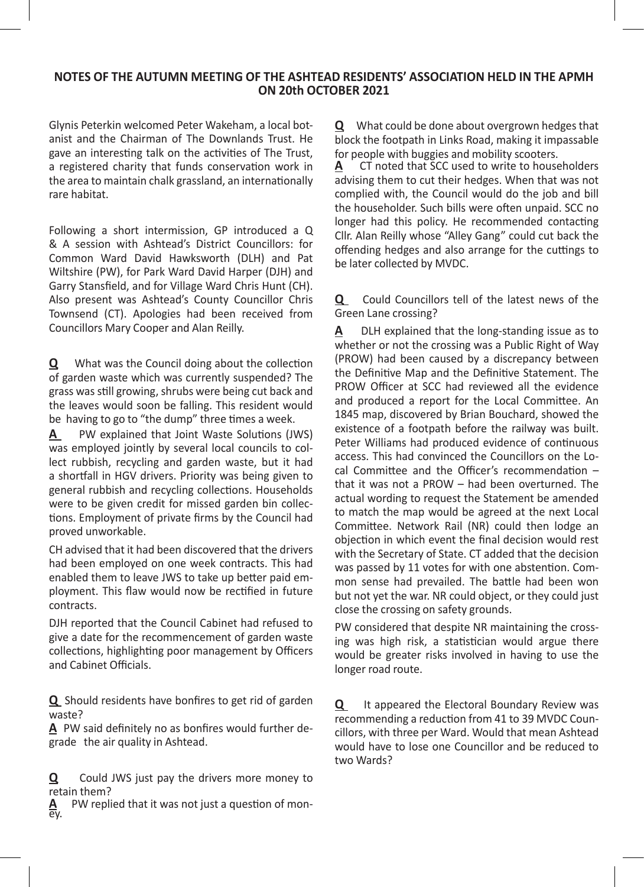**NOTES OF THE AUTUMN MEETING OF THE ASHTEAD RESIDENTS' ASSOCIATION HELD IN THE APMH ON 20th OCTOBER 2021**

Glynis Peterkin welcomed Peter Wakeham, a local botanist and the Chairman of The Downlands Trust. He gave an interesting talk on the activities of The Trust, a registered charity that funds conservation work in the area to maintain chalk grassland, an internationally rare habitat.

Following a short intermission, GP introduced a Q & A session with Ashtead's District Councillors: for Common Ward David Hawksworth (DLH) and Pat Wiltshire (PW), for Park Ward David Harper (DJH) and Garry Stansfield, and for Village Ward Chris Hunt (CH). Also present was Ashtead's County Councillor Chris Townsend (CT). Apologies had been received from Councillors Mary Cooper and Alan Reilly.

**Q** What was the Council doing about the collection of garden waste which was currently suspended? The grass was still growing, shrubs were being cut back and the leaves would soon be falling. This resident would be having to go to "the dump" three times a week.

**A** PW explained that Joint Waste Solutions (JWS) was employed jointly by several local councils to collect rubbish, recycling and garden waste, but it had a shortfall in HGV drivers. Priority was being given to general rubbish and recycling collections. Households were to be given credit for missed garden bin collections. Employment of private firms by the Council had proved unworkable.

CH advised that it had been discovered that the drivers had been employed on one week contracts. This had enabled them to leave JWS to take up better paid employment. This flaw would now be rectified in future contracts.

DJH reported that the Council Cabinet had refused to give a date for the recommencement of garden waste collections, highlighting poor management by Officers and Cabinet Officials.

**Q** Should residents have bonfires to get rid of garden waste?

**A** PW said definitely no as bonfires would further degrade the air quality in Ashtead.

**Q** Could JWS just pay the drivers more money to retain them?

**A** PW replied that it was not just a question of money.

**Q** What could be done about overgrown hedges that block the footpath in Links Road, making it impassable for people with buggies and mobility scooters.

**A** CT noted that SCC used to write to householders advising them to cut their hedges. When that was not complied with, the Council would do the job and bill the householder. Such bills were often unpaid. SCC no longer had this policy. He recommended contacting Cllr. Alan Reilly whose "Alley Gang" could cut back the offending hedges and also arrange for the cuttings to be later collected by MVDC.

**Q** Could Councillors tell of the latest news of the Green Lane crossing?

**A** DLH explained that the long-standing issue as to whether or not the crossing was a Public Right of Way (PROW) had been caused by a discrepancy between the Definitive Map and the Definitive Statement. The PROW Officer at SCC had reviewed all the evidence and produced a report for the Local Committee. An 1845 map, discovered by Brian Bouchard, showed the existence of a footpath before the railway was built. Peter Williams had produced evidence of continuous access. This had convinced the Councillors on the Local Committee and the Officer's recommendation – that it was not a PROW – had been overturned. The actual wording to request the Statement be amended to match the map would be agreed at the next Local Committee. Network Rail (NR) could then lodge an objection in which event the final decision would rest with the Secretary of State. CT added that the decision was passed by 11 votes for with one abstention. Common sense had prevailed. The battle had been won but not yet the war. NR could object, or they could just close the crossing on safety grounds.

PW considered that despite NR maintaining the crossing was high risk, a statistician would argue there would be greater risks involved in having to use the longer road route.

**Q** It appeared the Electoral Boundary Review was recommending a reduction from 41 to 39 MVDC Councillors, with three per Ward. Would that mean Ashtead would have to lose one Councillor and be reduced to two Wards?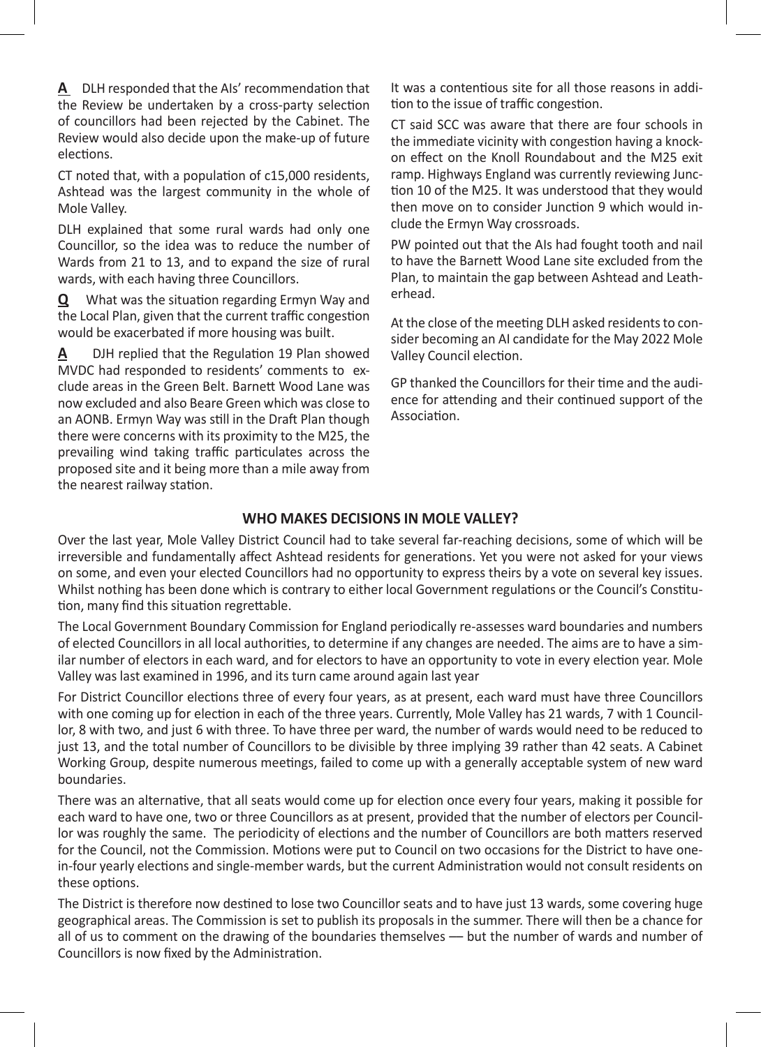**A** DLH responded that the AIs' recommendation that the Review be undertaken by a cross-party selection of councillors had been rejected by the Cabinet. The Review would also decide upon the make-up of future elections.

CT noted that, with a population of c15,000 residents, Ashtead was the largest community in the whole of Mole Valley.

DLH explained that some rural wards had only one Councillor, so the idea was to reduce the number of Wards from 21 to 13, and to expand the size of rural wards, with each having three Councillors.

**Q** What was the situation regarding Ermyn Way and the Local Plan, given that the current traffic congestion would be exacerbated if more housing was built.

**A** DJH replied that the Regulation 19 Plan showed MVDC had responded to residents' comments to exclude areas in the Green Belt. Barnett Wood Lane was now excluded and also Beare Green which was close to an AONB. Ermyn Way was still in the Draft Plan though there were concerns with its proximity to the M25, the prevailing wind taking traffic particulates across the proposed site and it being more than a mile away from the nearest railway station.

It was a contentious site for all those reasons in addition to the issue of traffic congestion.

CT said SCC was aware that there are four schools in the immediate vicinity with congestion having a knock-on effect on the Knoll Roundabout and the M25 exit ramp. Highways England was currently reviewing Junction 10 of the M25. It was understood that they would then move on to consider Junction 9 which would include the Ermyn Way crossroads.

PW pointed out that the AIs had fought tooth and nail to have the Barnett Wood Lane site excluded from the Plan, to maintain the gap between Ashtead and Leatherhead.

At the close of the meeting DLH asked residents to consider becoming an AI candidate for the May 2022 Mole Valley Council election.

GP thanked the Councillors for their time and the audience for attending and their continued support of the Association.

## WHO MAKES DECISIONS IN MOLE VALLEY?

Over the last year, Mole Valley District Council had to take several far-reaching decisions, some of which will be irreversible and fundamentally affect Ashtead residents for generations. Yet you were not asked for your views on some, and even your elected Councillors had no opportunity to express theirs by a vote on several key issues. Whilst nothing has been done which is contrary to either local Government regulations or the Council's Constitution, many find this situation regrettable.

The Local Government Boundary Commission for England periodically re-assesses ward boundaries and numbers of elected Councillors in all local authorities, to determine if any changes are needed. The aims are to have a similar number of electors in each ward, and for electors to have an opportunity to vote in every election year. Mole Valley was last examined in 1996, and its turn came around again last year

For District Councillor elections three of every four years, as at present, each ward must have three Councillors with one coming up for election in each of the three years. Currently, Mole Valley has 21 wards, 7 with 1 Councillor, 8 with two, and just 6 with three. To have three per ward, the number of wards would need to be reduced to just 13, and the total number of Councillors to be divisible by three implying 39 rather than 42 seats. A Cabinet Working Group, despite numerous meetings, failed to come up with a generally acceptable system of new ward boundaries.

There was an alternative, that all seats would come up for election once every four years, making it possible for each ward to have one, two or three Councillors as at present, provided that the number of electors per Councillor was roughly the same. The periodicity of elections and the number of Councillors are both matters reserved for the Council, not the Commission. Motions were put to Council on two occasions for the District to have one-in-four yearly elections and single-member wards, but the current Administration would not consult residents on these options.

The District is therefore now destined to lose two Councillor seats and to have just 13 wards, some covering huge geographical areas. The Commission is set to publish its proposals in the summer. There will then be a chance for all of us to comment on the drawing of the boundaries themselves — but the number of wards and number of Councillors is now fixed by the Administration.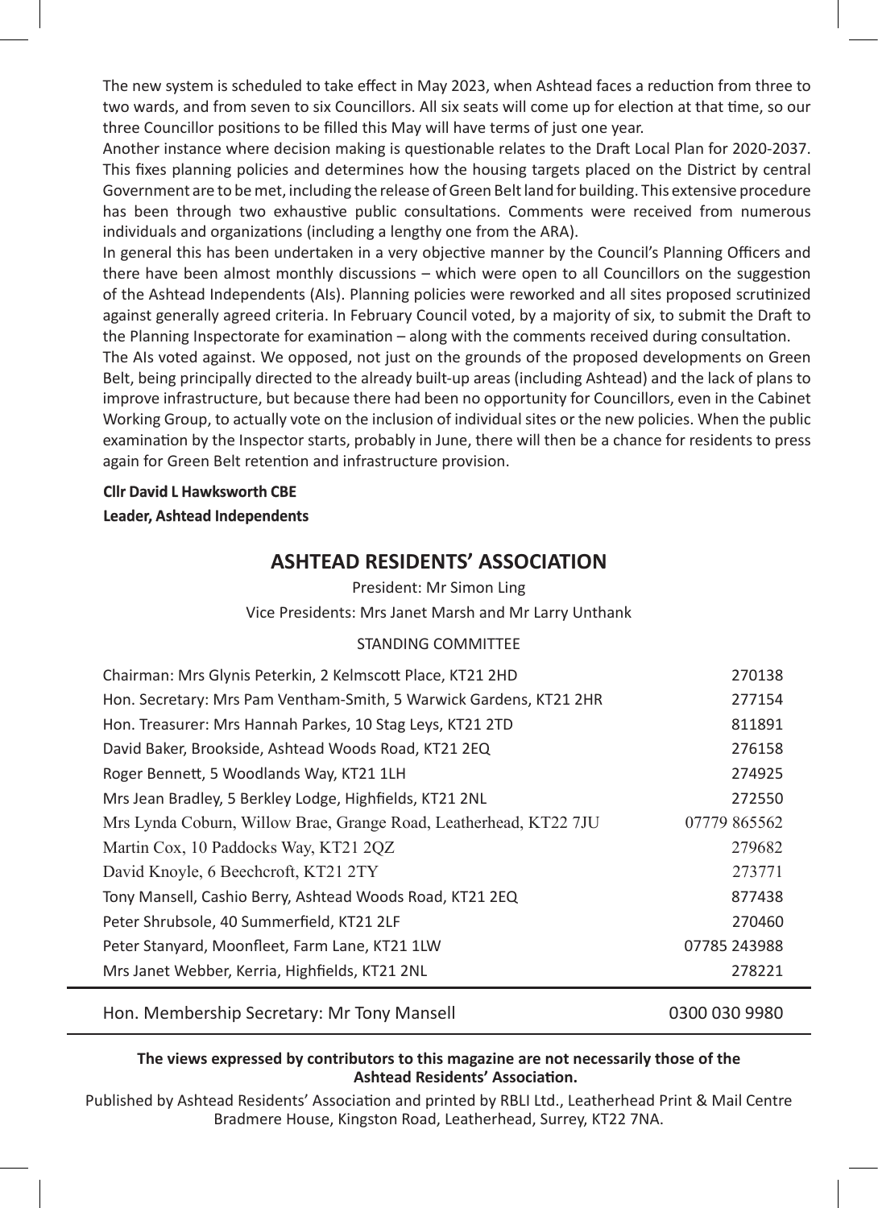The new system is scheduled to take effect in May 2023, when Ashtead faces a reduction from three to two wards, and from seven to six Councillors. All six seats will come up for election at that time, so our three Councillor positions to be filled this May will have terms of just one year.

Another instance where decision making is questionable relates to the Draft Local Plan for 2020-2037. This fixes planning policies and determines how the housing targets placed on the District by central Government are to be met, including the release of Green Belt land for building. This extensive procedure has been through two exhaustive public consultations. Comments were received from numerous individuals and organizations (including a lengthy one from the ARA).

In general this has been undertaken in a very objective manner by the Council's Planning Officers and there have been almost monthly discussions – which were open to all Councillors on the suggestion of the Ashtead Independents (AIs). Planning policies were reworked and all sites proposed scrutinized against generally agreed criteria. In February Council voted, by a majority of six, to submit the Draft to the Planning Inspectorate for examination – along with the comments received during consultation.

The AIs voted against. We opposed, not just on the grounds of the proposed developments on Green Belt, being principally directed to the already built-up areas (including Ashtead) and the lack of plans to improve infrastructure, but because there had been no opportunity for Councillors, even in the Cabinet Working Group, to actually vote on the inclusion of individual sites or the new policies. When the public examination by the Inspector starts, probably in June, there will then be a chance for residents to press again for Green Belt retention and infrastructure provision.

**Cllr David L Hawksworth CBE**
**Leader, Ashtead Independents**

## ASHTEAD RESIDENTS' ASSOCIATION

President: Mr Simon Ling

Vice Presidents: Mrs Janet Marsh and Mr Larry Unthank

STANDING COMMITTEE

| | |
|---|---|
| Chairman: Mrs Glynis Peterkin, 2 Kelmscott Place, KT21 2HD | 270138 |
| Hon. Secretary: Mrs Pam Ventham-Smith, 5 Warwick Gardens, KT21 2HR | 277154 |
| Hon. Treasurer: Mrs Hannah Parkes, 10 Stag Leys, KT21 2TD | 811891 |
| David Baker, Brookside, Ashtead Woods Road, KT21 2EQ | 276158 |
| Roger Bennett, 5 Woodlands Way, KT21 1LH | 274925 |
| Mrs Jean Bradley, 5 Berkley Lodge, Highfields, KT21 2NL | 272550 |
| Mrs Lynda Coburn, Willow Brae, Grange Road, Leatherhead, KT22 7JU | 07779 865562 |
| Martin Cox, 10 Paddocks Way, KT21 2QZ | 279682 |
| David Knoyle, 6 Beechcroft, KT21 2TY | 273771 |
| Tony Mansell, Cashio Berry, Ashtead Woods Road, KT21 2EQ | 877438 |
| Peter Shrubsole, 40 Summerfield, KT21 2LF | 270460 |
| Peter Stanyard, Moonfleet, Farm Lane, KT21 1LW | 07785 243988 |
| Mrs Janet Webber, Kerria, Highfields, KT21 2NL | 278221 |

Hon. Membership Secretary: Mr Tony Mansell 0300 030 9980

**The views expressed by contributors to this magazine are not necessarily those of the Ashtead Residents' Association.**

Published by Ashtead Residents' Association and printed by RBLI Ltd., Leatherhead Print & Mail Centre Bradmere House, Kingston Road, Leatherhead, Surrey, KT22 7NA.